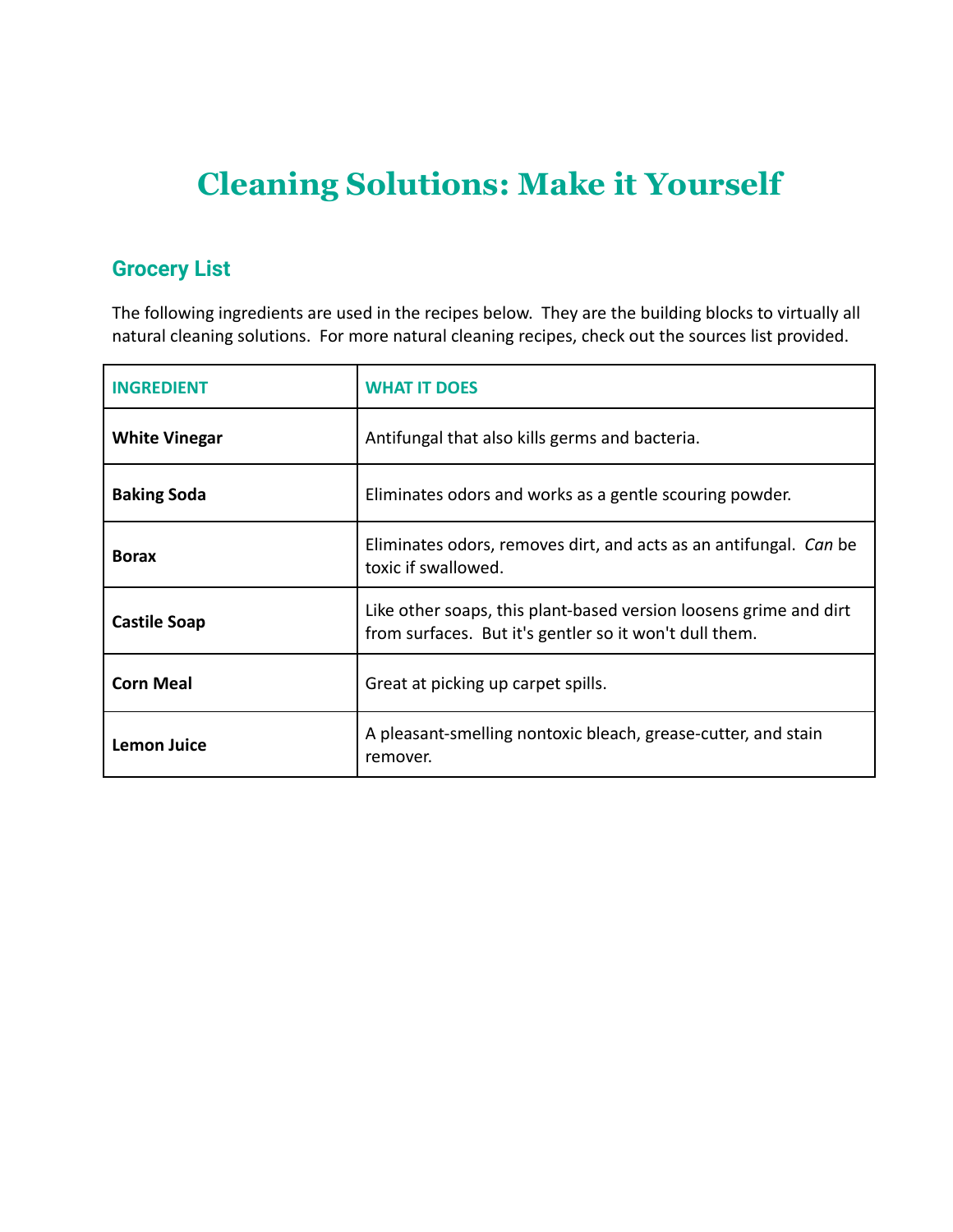# Cleaning Solutions: Make it Yourself

## Grocery List

The following ingredients are used in the recipes below. They are the building blocks to virtually all natural cleaning solutions. For more natural cleaning recipes, check out the sources list provided.

| INGREDIENT | WHAT IT DOES |
|---|---|
| **White Vinegar** | Antifungal that also kills germs and bacteria. |
| **Baking Soda** | Eliminates odors and works as a gentle scouring powder. |
| **Borax** | Eliminates odors, removes dirt, and acts as an antifungal. *Can* be toxic if swallowed. |
| **Castile Soap** | Like other soaps, this plant-based version loosens grime and dirt from surfaces. But it's gentler so it won't dull them. |
| **Corn Meal** | Great at picking up carpet spills. |
| **Lemon Juice** | A pleasant-smelling nontoxic bleach, grease-cutter, and stain remover. |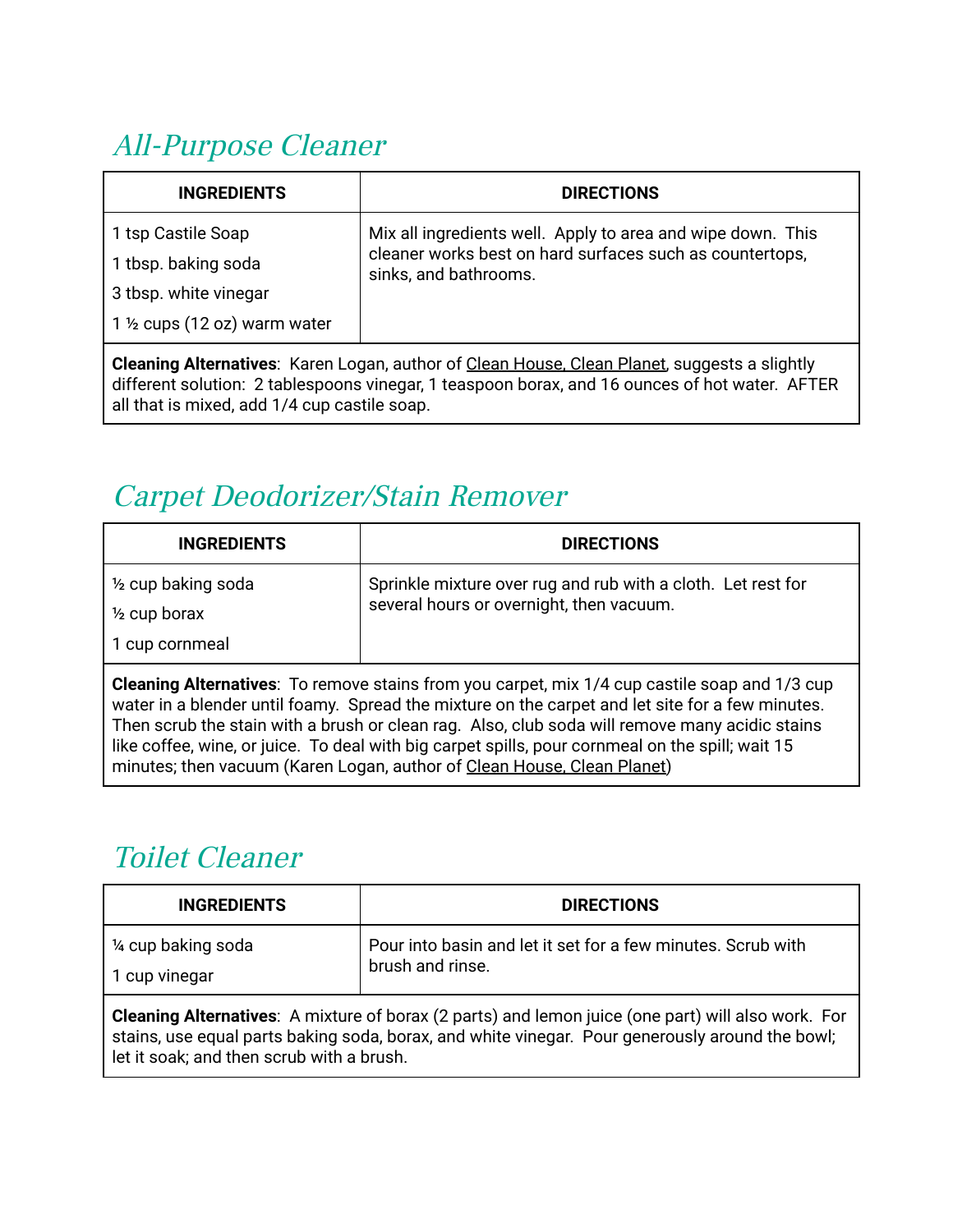## *All-Purpose Cleaner*

| INGREDIENTS | DIRECTIONS |
|---|---|
| 1 tsp Castile Soap<br>1 tbsp. baking soda<br>3 tbsp. white vinegar<br>1 ½ cups (12 oz) warm water | Mix all ingredients well. Apply to area and wipe down. This cleaner works best on hard surfaces such as countertops, sinks, and bathrooms. |
| **Cleaning Alternatives**: Karen Logan, author of Clean House, Clean Planet, suggests a slightly different solution: 2 tablespoons vinegar, 1 teaspoon borax, and 16 ounces of hot water. AFTER all that is mixed, add 1/4 cup castile soap. | |

## *Carpet Deodorizer/Stain Remover*

| INGREDIENTS | DIRECTIONS |
|---|---|
| ½ cup baking soda<br>½ cup borax<br>1 cup cornmeal | Sprinkle mixture over rug and rub with a cloth. Let rest for several hours or overnight, then vacuum. |
| **Cleaning Alternatives**: To remove stains from you carpet, mix 1/4 cup castile soap and 1/3 cup water in a blender until foamy. Spread the mixture on the carpet and let site for a few minutes. Then scrub the stain with a brush or clean rag. Also, club soda will remove many acidic stains like coffee, wine, or juice. To deal with big carpet spills, pour cornmeal on the spill; wait 15 minutes; then vacuum (Karen Logan, author of Clean House, Clean Planet) | |

## *Toilet Cleaner*

| INGREDIENTS | DIRECTIONS |
|---|---|
| ¼ cup baking soda<br>1 cup vinegar | Pour into basin and let it set for a few minutes. Scrub with brush and rinse. |
| **Cleaning Alternatives**: A mixture of borax (2 parts) and lemon juice (one part) will also work. For stains, use equal parts baking soda, borax, and white vinegar. Pour generously around the bowl; let it soak; and then scrub with a brush. | |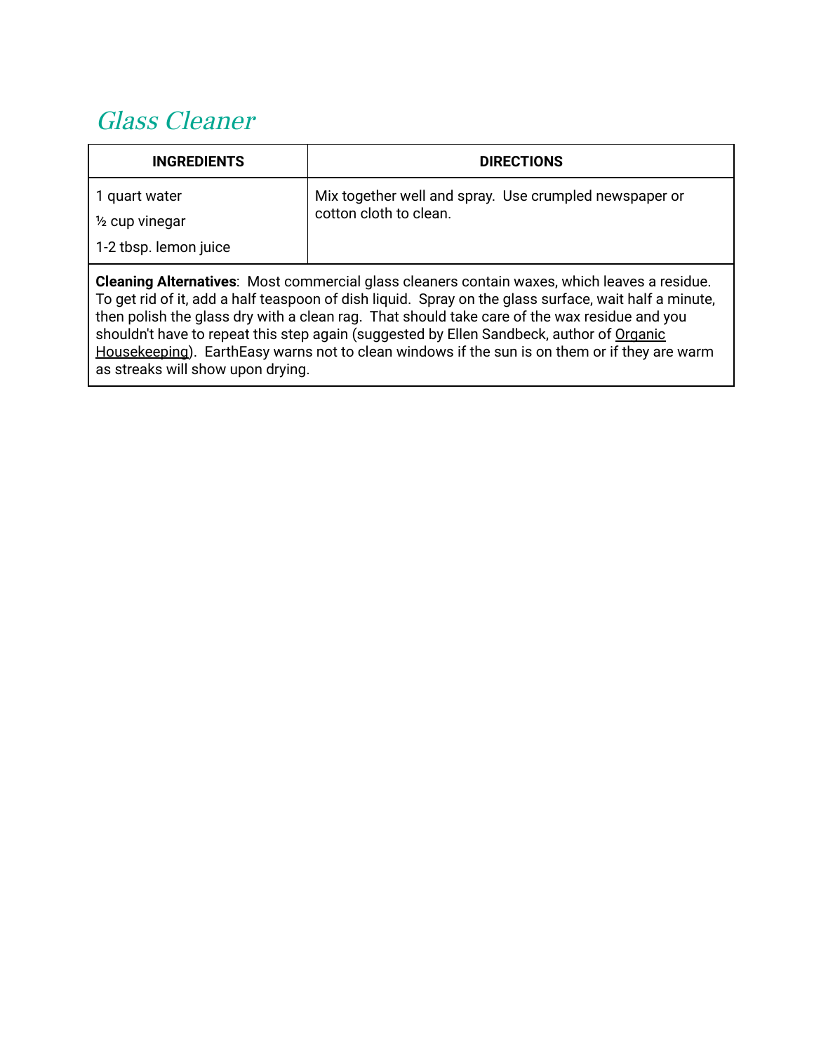## *Glass Cleaner*

| INGREDIENTS | DIRECTIONS |
|---|---|
| 1 quart water<br>½ cup vinegar<br>1-2 tbsp. lemon juice | Mix together well and spray. Use crumpled newspaper or cotton cloth to clean. |

**Cleaning Alternatives**: Most commercial glass cleaners contain waxes, which leaves a residue. To get rid of it, add a half teaspoon of dish liquid. Spray on the glass surface, wait half a minute, then polish the glass dry with a clean rag. That should take care of the wax residue and you shouldn't have to repeat this step again (suggested by Ellen Sandbeck, author of Organic Housekeeping). EarthEasy warns not to clean windows if the sun is on them or if they are warm as streaks will show upon drying.